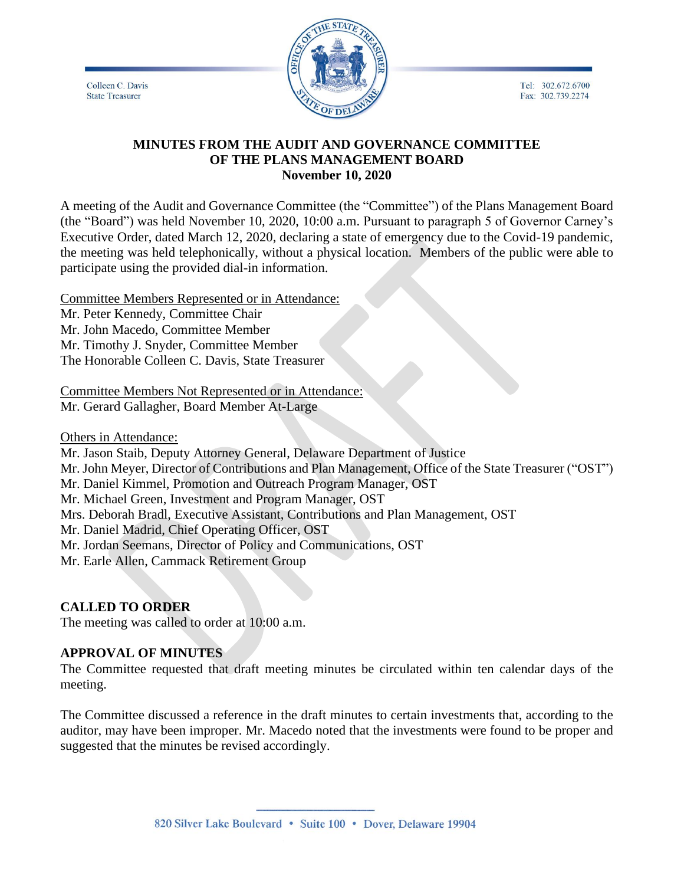Colleen C. Davis
State Treasurer

Tel: 302.672.6700
Fax: 302.739.2274

# MINUTES FROM THE AUDIT AND GOVERNANCE COMMITTEE OF THE PLANS MANAGEMENT BOARD
## November 10, 2020

A meeting of the Audit and Governance Committee (the "Committee") of the Plans Management Board (the "Board") was held November 10, 2020, 10:00 a.m. Pursuant to paragraph 5 of Governor Carney's Executive Order, dated March 12, 2020, declaring a state of emergency due to the Covid-19 pandemic, the meeting was held telephonically, without a physical location. Members of the public were able to participate using the provided dial-in information.

Committee Members Represented or in Attendance:
Mr. Peter Kennedy, Committee Chair
Mr. John Macedo, Committee Member
Mr. Timothy J. Snyder, Committee Member
The Honorable Colleen C. Davis, State Treasurer

Committee Members Not Represented or in Attendance:
Mr. Gerard Gallagher, Board Member At-Large

Others in Attendance:
Mr. Jason Staib, Deputy Attorney General, Delaware Department of Justice
Mr. John Meyer, Director of Contributions and Plan Management, Office of the State Treasurer ("OST")
Mr. Daniel Kimmel, Promotion and Outreach Program Manager, OST
Mr. Michael Green, Investment and Program Manager, OST
Mrs. Deborah Bradl, Executive Assistant, Contributions and Plan Management, OST
Mr. Daniel Madrid, Chief Operating Officer, OST
Mr. Jordan Seemans, Director of Policy and Communications, OST
Mr. Earle Allen, Cammack Retirement Group

**CALLED TO ORDER**
The meeting was called to order at 10:00 a.m.

**APPROVAL OF MINUTES**
The Committee requested that draft meeting minutes be circulated within ten calendar days of the meeting.

The Committee discussed a reference in the draft minutes to certain investments that, according to the auditor, may have been improper. Mr. Macedo noted that the investments were found to be proper and suggested that the minutes be revised accordingly.

820 Silver Lake Boulevard • Suite 100 • Dover, Delaware 19904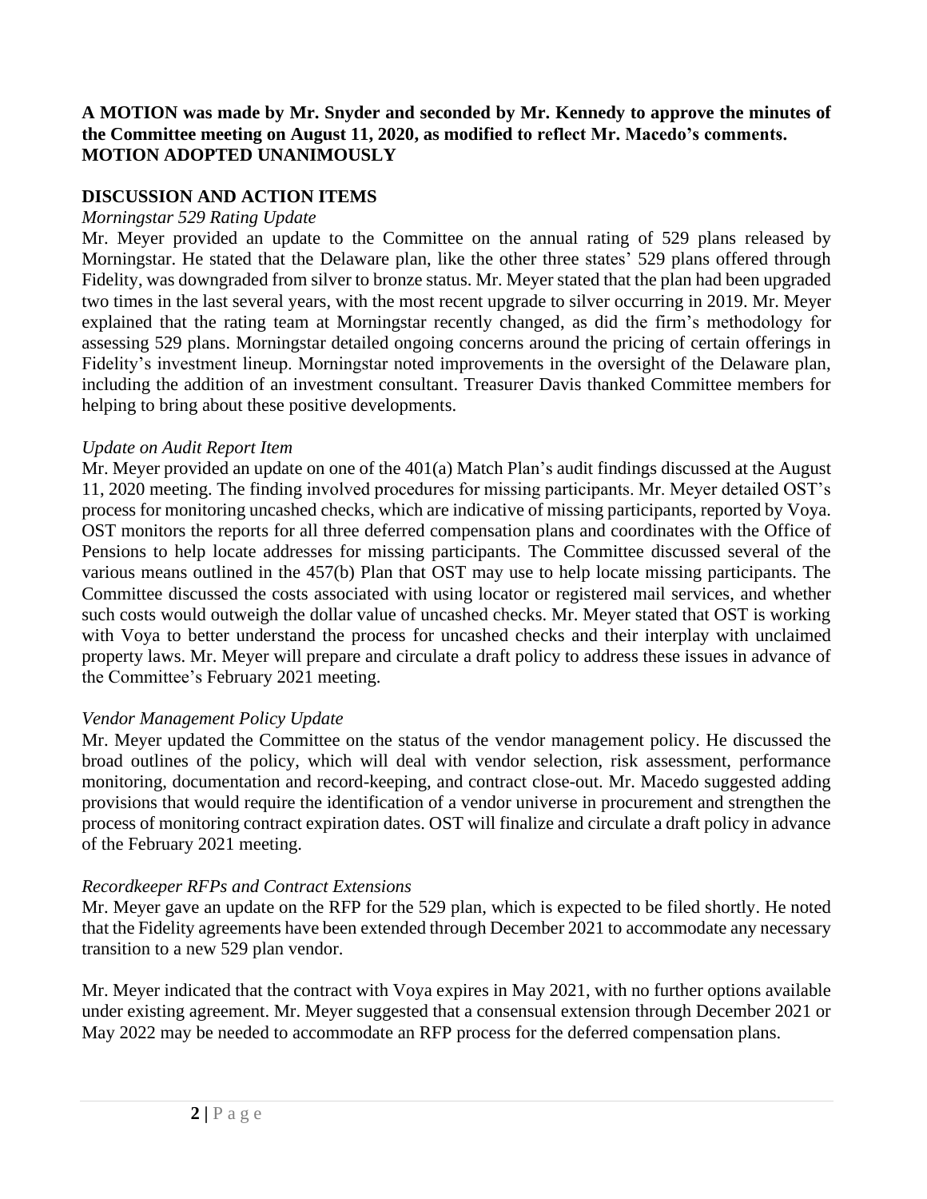**A MOTION was made by Mr. Snyder and seconded by Mr. Kennedy to approve the minutes of the Committee meeting on August 11, 2020, as modified to reflect Mr. Macedo's comments. MOTION ADOPTED UNANIMOUSLY**

## DISCUSSION AND ACTION ITEMS

*Morningstar 529 Rating Update*

Mr. Meyer provided an update to the Committee on the annual rating of 529 plans released by Morningstar. He stated that the Delaware plan, like the other three states' 529 plans offered through Fidelity, was downgraded from silver to bronze status. Mr. Meyer stated that the plan had been upgraded two times in the last several years, with the most recent upgrade to silver occurring in 2019. Mr. Meyer explained that the rating team at Morningstar recently changed, as did the firm's methodology for assessing 529 plans. Morningstar detailed ongoing concerns around the pricing of certain offerings in Fidelity's investment lineup. Morningstar noted improvements in the oversight of the Delaware plan, including the addition of an investment consultant. Treasurer Davis thanked Committee members for helping to bring about these positive developments.

*Update on Audit Report Item*

Mr. Meyer provided an update on one of the 401(a) Match Plan's audit findings discussed at the August 11, 2020 meeting. The finding involved procedures for missing participants. Mr. Meyer detailed OST's process for monitoring uncashed checks, which are indicative of missing participants, reported by Voya. OST monitors the reports for all three deferred compensation plans and coordinates with the Office of Pensions to help locate addresses for missing participants. The Committee discussed several of the various means outlined in the 457(b) Plan that OST may use to help locate missing participants. The Committee discussed the costs associated with using locator or registered mail services, and whether such costs would outweigh the dollar value of uncashed checks. Mr. Meyer stated that OST is working with Voya to better understand the process for uncashed checks and their interplay with unclaimed property laws. Mr. Meyer will prepare and circulate a draft policy to address these issues in advance of the Committee's February 2021 meeting.

*Vendor Management Policy Update*

Mr. Meyer updated the Committee on the status of the vendor management policy. He discussed the broad outlines of the policy, which will deal with vendor selection, risk assessment, performance monitoring, documentation and record-keeping, and contract close-out. Mr. Macedo suggested adding provisions that would require the identification of a vendor universe in procurement and strengthen the process of monitoring contract expiration dates. OST will finalize and circulate a draft policy in advance of the February 2021 meeting.

*Recordkeeper RFPs and Contract Extensions*

Mr. Meyer gave an update on the RFP for the 529 plan, which is expected to be filed shortly. He noted that the Fidelity agreements have been extended through December 2021 to accommodate any necessary transition to a new 529 plan vendor.

Mr. Meyer indicated that the contract with Voya expires in May 2021, with no further options available under existing agreement. Mr. Meyer suggested that a consensual extension through December 2021 or May 2022 may be needed to accommodate an RFP process for the deferred compensation plans.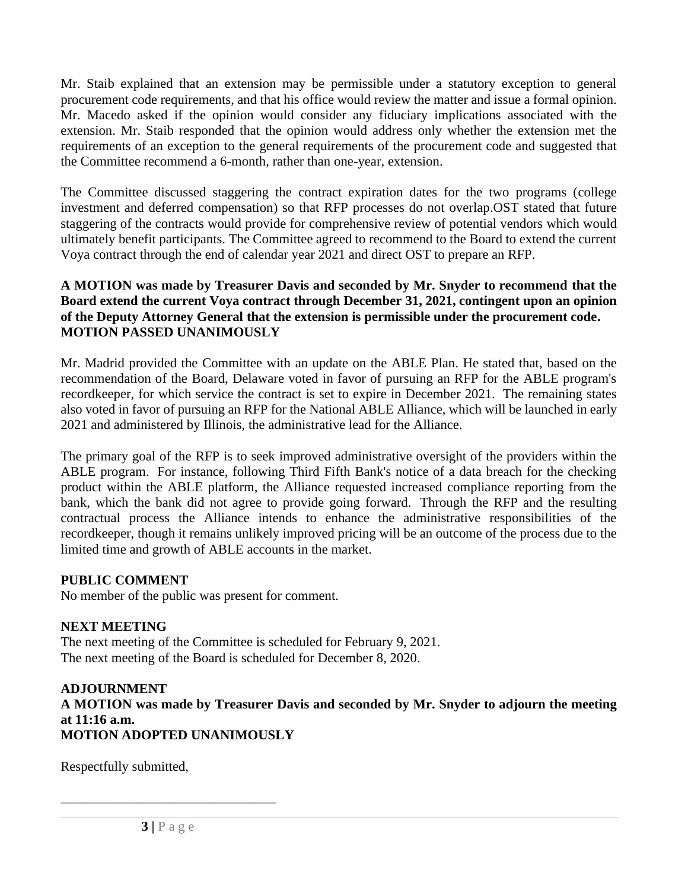Mr. Staib explained that an extension may be permissible under a statutory exception to general procurement code requirements, and that his office would review the matter and issue a formal opinion. Mr. Macedo asked if the opinion would consider any fiduciary implications associated with the extension. Mr. Staib responded that the opinion would address only whether the extension met the requirements of an exception to the general requirements of the procurement code and suggested that the Committee recommend a 6-month, rather than one-year, extension.

The Committee discussed staggering the contract expiration dates for the two programs (college investment and deferred compensation) so that RFP processes do not overlap.OST stated that future staggering of the contracts would provide for comprehensive review of potential vendors which would ultimately benefit participants. The Committee agreed to recommend to the Board to extend the current Voya contract through the end of calendar year 2021 and direct OST to prepare an RFP.

**A MOTION was made by Treasurer Davis and seconded by Mr. Snyder to recommend that the Board extend the current Voya contract through December 31, 2021, contingent upon an opinion of the Deputy Attorney General that the extension is permissible under the procurement code.**
**MOTION PASSED UNANIMOUSLY**

Mr. Madrid provided the Committee with an update on the ABLE Plan. He stated that, based on the recommendation of the Board, Delaware voted in favor of pursuing an RFP for the ABLE program's recordkeeper, for which service the contract is set to expire in December 2021. The remaining states also voted in favor of pursuing an RFP for the National ABLE Alliance, which will be launched in early 2021 and administered by Illinois, the administrative lead for the Alliance.

The primary goal of the RFP is to seek improved administrative oversight of the providers within the ABLE program. For instance, following Third Fifth Bank's notice of a data breach for the checking product within the ABLE platform, the Alliance requested increased compliance reporting from the bank, which the bank did not agree to provide going forward. Through the RFP and the resulting contractual process the Alliance intends to enhance the administrative responsibilities of the recordkeeper, though it remains unlikely improved pricing will be an outcome of the process due to the limited time and growth of ABLE accounts in the market.

**PUBLIC COMMENT**
No member of the public was present for comment.

**NEXT MEETING**
The next meeting of the Committee is scheduled for February 9, 2021.
The next meeting of the Board is scheduled for December 8, 2020.

**ADJOURNMENT**
**A MOTION was made by Treasurer Davis and seconded by Mr. Snyder to adjourn the meeting at 11:16 a.m.**
**MOTION ADOPTED UNANIMOUSLY**

Respectfully submitted,

\_\_\_\_\_\_\_\_\_\_\_\_\_\_\_\_\_\_\_\_\_\_\_\_\_\_\_\_\_\_\_\_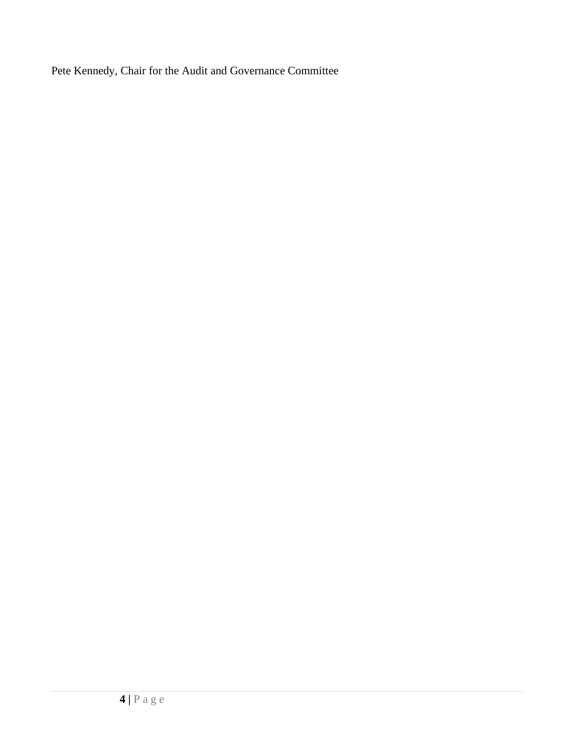Pete Kennedy, Chair for the Audit and Governance Committee